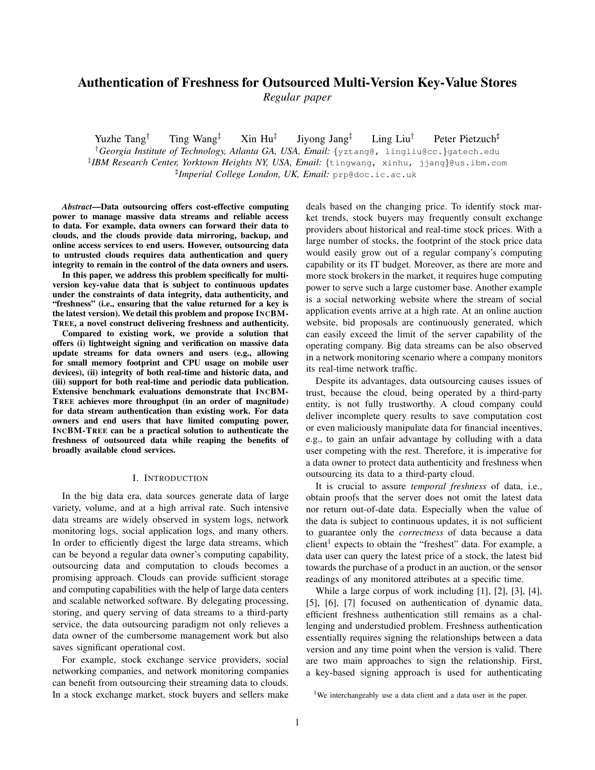# Authentication of Freshness for Outsourced Multi-Version Key-Value Stores

*Regular paper*

Yuzhe Tang[†] Ting Wang[‡] Xin Hu[‡] Jiyong Jang[‡] Ling Liu[†] Peter Pietzuch[♯]

[†]*Georgia Institute of Technology, Atlanta GA, USA, Email:* {yztang@, lingliu@cc.}gatech.edu

[‡]*IBM Research Center, Yorktown Heights NY, USA, Email:* {tingwang, xinhu, jjang}@us.ibm.com

[♯]*Imperial College London, UK, Email:* prp@doc.ic.ac.uk

***Abstract*—Data outsourcing offers cost-effective computing power to manage massive data streams and reliable access to data. For example, data owners can forward their data to clouds, and the clouds provide data mirroring, backup, and online access services to end users. However, outsourcing data to untrusted clouds requires data authentication and query integrity to remain in the control of the data owners and users.**

**In this paper, we address this problem specifically for multi-version key-value data that is subject to continuous updates under the constraints of data integrity, data authenticity, and "freshness" (i.e., ensuring that the value returned for a key is the latest version). We detail this problem and propose INCBM-TREE, a novel construct delivering freshness and authenticity.**

**Compared to existing work, we provide a solution that offers (i) lightweight signing and verification on massive data update streams for data owners and users (e.g., allowing for small memory footprint and CPU usage on mobile user devices), (ii) integrity of both real-time and historic data, and (iii) support for both real-time and periodic data publication. Extensive benchmark evaluations demonstrate that INCBM-TREE achieves more throughput (in an order of magnitude) for data stream authentication than existing work. For data owners and end users that have limited computing power, INCBM-TREE can be a practical solution to authenticate the freshness of outsourced data while reaping the benefits of broadly available cloud services.**

## I. Introduction

In the big data era, data sources generate data of large variety, volume, and at a high arrival rate. Such intensive data streams are widely observed in system logs, network monitoring logs, social application logs, and many others. In order to efficiently digest the large data streams, which can be beyond a regular data owner's computing capability, outsourcing data and computation to clouds becomes a promising approach. Clouds can provide sufficient storage and computing capabilities with the help of large data centers and scalable networked software. By delegating processing, storing, and query serving of data streams to a third-party service, the data outsourcing paradigm not only relieves a data owner of the cumbersome management work but also saves significant operational cost.

For example, stock exchange service providers, social networking companies, and network monitoring companies can benefit from outsourcing their streaming data to clouds. In a stock exchange market, stock buyers and sellers make deals based on the changing price. To identify stock market trends, stock buyers may frequently consult exchange providers about historical and real-time stock prices. With a large number of stocks, the footprint of the stock price data would easily grow out of a regular company's computing capability or its IT budget. Moreover, as there are more and more stock brokers in the market, it requires huge computing power to serve such a large customer base. Another example is a social networking website where the stream of social application events arrive at a high rate. At an online auction website, bid proposals are continuously generated, which can easily exceed the limit of the server capability of the operating company. Big data streams can be also observed in a network monitoring scenario where a company monitors its real-time network traffic.

Despite its advantages, data outsourcing causes issues of trust, because the cloud, being operated by a third-party entity, is not fully trustworthy. A cloud company could deliver incomplete query results to save computation cost or even maliciously manipulate data for financial incentives, e.g., to gain an unfair advantage by colluding with a data user competing with the rest. Therefore, it is imperative for a data owner to protect data authenticity and freshness when outsourcing its data to a third-party cloud.

It is crucial to assure *temporal freshness* of data, i.e., obtain proofs that the server does not omit the latest data nor return out-of-date data. Especially when the value of the data is subject to continuous updates, it is not sufficient to guarantee only the *correctness* of data because a data client[1] expects to obtain the "freshest" data. For example, a data user can query the latest price of a stock, the latest bid towards the purchase of a product in an auction, or the sensor readings of any monitored attributes at a specific time.

While a large corpus of work including [1], [2], [3], [4], [5], [6], [7] focused on authentication of dynamic data, efficient freshness authentication still remains as a challenging and understudied problem. Freshness authentication essentially requires signing the relationships between a data version and any time point when the version is valid. There are two main approaches to sign the relationship. First, a key-based signing approach is used for authenticating

[1]We interchangeably use a data client and a data user in the paper.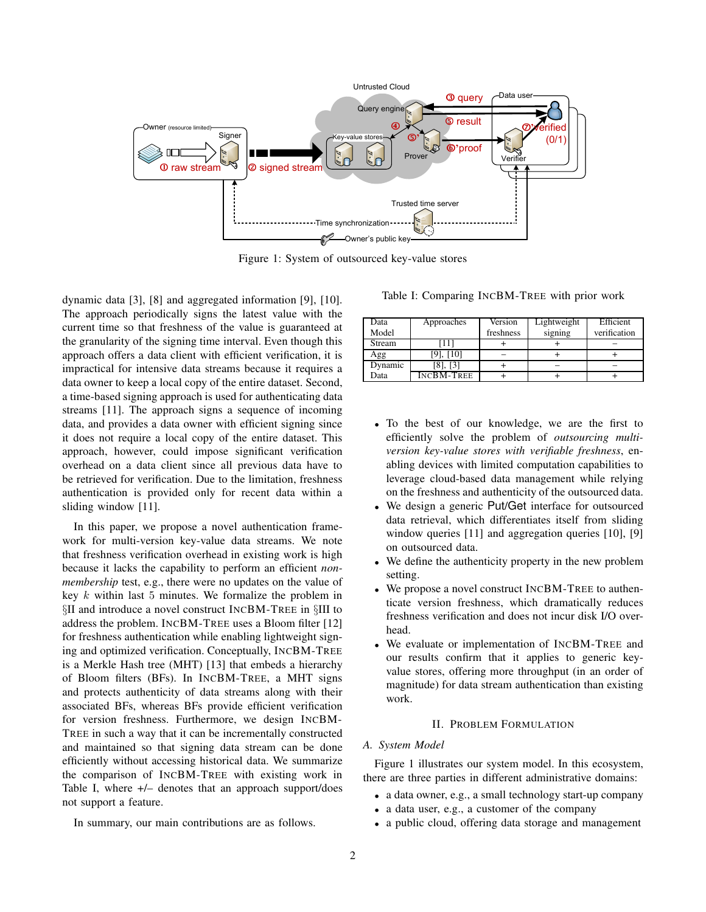Figure 1: System of outsourced key-value stores

dynamic data [3], [8] and aggregated information [9], [10]. The approach periodically signs the latest value with the current time so that freshness of the value is guaranteed at the granularity of the signing time interval. Even though this approach offers a data client with efficient verification, it is impractical for intensive data streams because it requires a data owner to keep a local copy of the entire dataset. Second, a time-based signing approach is used for authenticating data streams [11]. The approach signs a sequence of incoming data, and provides a data owner with efficient signing since it does not require a local copy of the entire dataset. This approach, however, could impose significant verification overhead on a data client since all previous data have to be retrieved for verification. Due to the limitation, freshness authentication is provided only for recent data within a sliding window [11].

In this paper, we propose a novel authentication framework for multi-version key-value data streams. We note that freshness verification overhead in existing work is high because it lacks the capability to perform an efficient *non-membership* test, e.g., there were no updates on the value of key $k$ within last 5 minutes. We formalize the problem in §II and introduce a novel construct INCBM-TREE in §III to address the problem. INCBM-TREE uses a Bloom filter [12] for freshness authentication while enabling lightweight signing and optimized verification. Conceptually, INCBM-TREE is a Merkle Hash tree (MHT) [13] that embeds a hierarchy of Bloom filters (BFs). In INCBM-TREE, a MHT signs and protects authenticity of data streams along with their associated BFs, whereas BFs provide efficient verification for version freshness. Furthermore, we design INCBM-TREE in such a way that it can be incrementally constructed and maintained so that signing data stream can be done efficiently without accessing historical data. We summarize the comparison of INCBM-TREE with existing work in Table I, where +/– denotes that an approach support/does not support a feature.

In summary, our main contributions are as follows.

Table I: Comparing INCBM-TREE with prior work

| Data Model | Approaches | Version freshness | Lightweight signing | Efficient verification |
|---|---|---|---|---|
| Stream | [11] | + | + | – |
| Agg | [9], [10] | – | + | + |
| Dynamic Data | [8], [3] | + | – | – |
| | INCBM-TREE | + | + | + |

- To the best of our knowledge, we are the first to efficiently solve the problem of *outsourcing multi-version key-value stores with verifiable freshness*, enabling devices with limited computation capabilities to leverage cloud-based data management while relying on the freshness and authenticity of the outsourced data.
- We design a generic Put/Get interface for outsourced data retrieval, which differentiates itself from sliding window queries [11] and aggregation queries [10], [9] on outsourced data.
- We define the authenticity property in the new problem setting.
- We propose a novel construct INCBM-TREE to authenticate version freshness, which dramatically reduces freshness verification overhead and does not incur disk I/O overhead.
- We evaluate or implementation of INCBM-TREE and our results confirm that it applies to generic key-value stores, offering more throughput (in an order of magnitude) for data stream authentication than existing work.

## II. PROBLEM FORMULATION

### A. System Model

Figure 1 illustrates our system model. In this ecosystem, there are three parties in different administrative domains:

- a data owner, e.g., a small technology start-up company
- a data user, e.g., a customer of the company
- a public cloud, offering data storage and management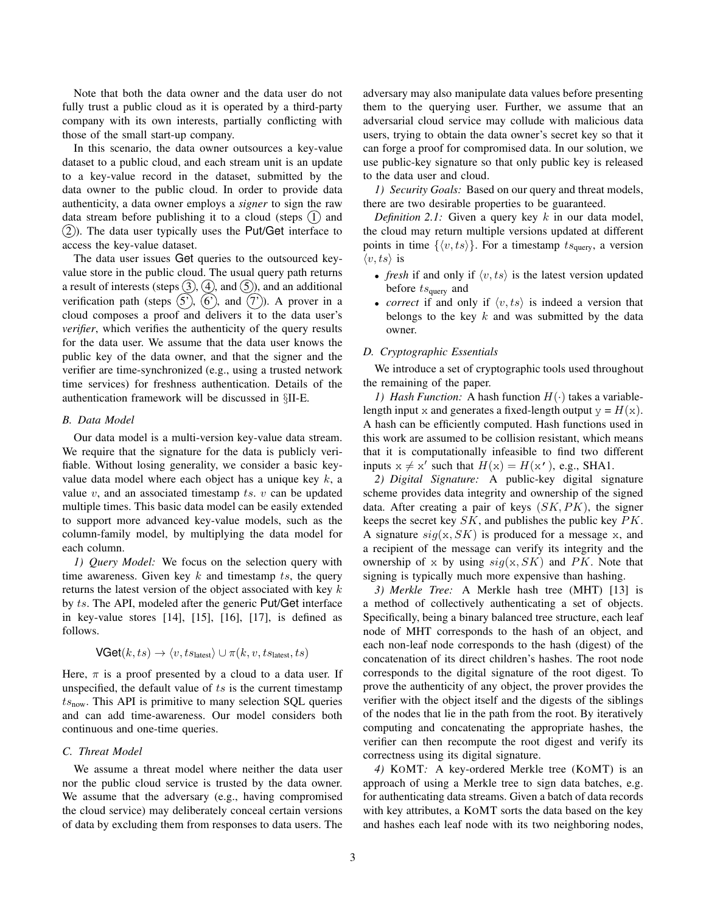Note that both the data owner and the data user do not fully trust a public cloud as it is operated by a third-party company with its own interests, partially conflicting with those of the small start-up company.

In this scenario, the data owner outsources a key-value dataset to a public cloud, and each stream unit is an update to a key-value record in the dataset, submitted by the data owner to the public cloud. In order to provide data authenticity, a data owner employs a *signer* to sign the raw data stream before publishing it to a cloud (steps (1) and (2)). The data user typically uses the Put/Get interface to access the key-value dataset.

The data user issues Get queries to the outsourced key-value store in the public cloud. The usual query path returns a result of interests (steps (3), (4), and (5)), and an additional verification path (steps (5'), (6'), and (7')). A prover in a cloud composes a proof and delivers it to the data user's *verifier*, which verifies the authenticity of the query results for the data user. We assume that the data user knows the public key of the data owner, and that the signer and the verifier are time-synchronized (e.g., using a trusted network time services) for freshness authentication. Details of the authentication framework will be discussed in §II-E.

### B. Data Model

Our data model is a multi-version key-value data stream. We require that the signature for the data is publicly verifiable. Without losing generality, we consider a basic key-value data model where each object has a unique key $k$, a value $v$, and an associated timestamp $ts$. $v$ can be updated multiple times. This basic data model can be easily extended to support more advanced key-value models, such as the column-family model, by multiplying the data model for each column.

*1) Query Model:* We focus on the selection query with time awareness. Given key $k$ and timestamp $ts$, the query returns the latest version of the object associated with key $k$ by $ts$. The API, modeled after the generic Put/Get interface in key-value stores [14], [15], [16], [17], is defined as follows.

$$\mathsf{VGet}(k, ts) \rightarrow \langle v, ts_{\text{latest}} \rangle \cup \pi(k, v, ts_{\text{latest}}, ts)$$

Here, $\pi$ is a proof presented by a cloud to a data user. If unspecified, the default value of $ts$ is the current timestamp $ts_{\text{now}}$. This API is primitive to many selection SQL queries and can add time-awareness. Our model considers both continuous and one-time queries.

### C. Threat Model

We assume a threat model where neither the data user nor the public cloud service is trusted by the data owner. We assume that the adversary (e.g., having compromised the cloud service) may deliberately conceal certain versions of data by excluding them from responses to data users. The adversary may also manipulate data values before presenting them to the querying user. Further, we assume that an adversarial cloud service may collude with malicious data users, trying to obtain the data owner's secret key so that it can forge a proof for compromised data. In our solution, we use public-key signature so that only public key is released to the data user and cloud.

*1) Security Goals:* Based on our query and threat models, there are two desirable properties to be guaranteed.

*Definition 2.1:* Given a query key $k$ in our data model, the cloud may return multiple versions updated at different points in time $\{\langle v, ts \rangle\}$. For a timestamp $ts_{\text{query}}$, a version $\langle v, ts \rangle$ is

- *fresh* if and only if $\langle v, ts \rangle$ is the latest version updated before $ts_{\text{query}}$ and
- *correct* if and only if $\langle v, ts \rangle$ is indeed a version that belongs to the key $k$ and was submitted by the data owner.

### D. Cryptographic Essentials

We introduce a set of cryptographic tools used throughout the remaining of the paper.

*1) Hash Function:* A hash function $H(\cdot)$ takes a variable-length input $\mathrm{x}$ and generates a fixed-length output $\mathrm{y} = H(\mathrm{x})$. A hash can be efficiently computed. Hash functions used in this work are assumed to be collision resistant, which means that it is computationally infeasible to find two different inputs $\mathrm{x} \neq \mathrm{x}'$ such that $H(\mathrm{x}) = H(\mathrm{x}')$, e.g., SHA1.

*2) Digital Signature:* A public-key digital signature scheme provides data integrity and ownership of the signed data. After creating a pair of keys $(SK, PK)$, the signer keeps the secret key $SK$, and publishes the public key $PK$. A signature $sig(\mathrm{x}, SK)$ is produced for a message $\mathrm{x}$, and a recipient of the message can verify its integrity and the ownership of $\mathrm{x}$ by using $sig(\mathrm{x}, SK)$ and $PK$. Note that signing is typically much more expensive than hashing.

*3) Merkle Tree:* A Merkle hash tree (MHT) [13] is a method of collectively authenticating a set of objects. Specifically, being a binary balanced tree structure, each leaf node of MHT corresponds to the hash of an object, and each non-leaf node corresponds to the hash (digest) of the concatenation of its direct children's hashes. The root node corresponds to the digital signature of the root digest. To prove the authenticity of any object, the prover provides the verifier with the object itself and the digests of the siblings of the nodes that lie in the path from the root. By iteratively computing and concatenating the appropriate hashes, the verifier can then recompute the root digest and verify its correctness using its digital signature.

*4) KOMT:* A key-ordered Merkle tree (KOMT) is an approach of using a Merkle tree to sign data batches, e.g. for authenticating data streams. Given a batch of data records with key attributes, a KOMT sorts the data based on the key and hashes each leaf node with its two neighboring nodes,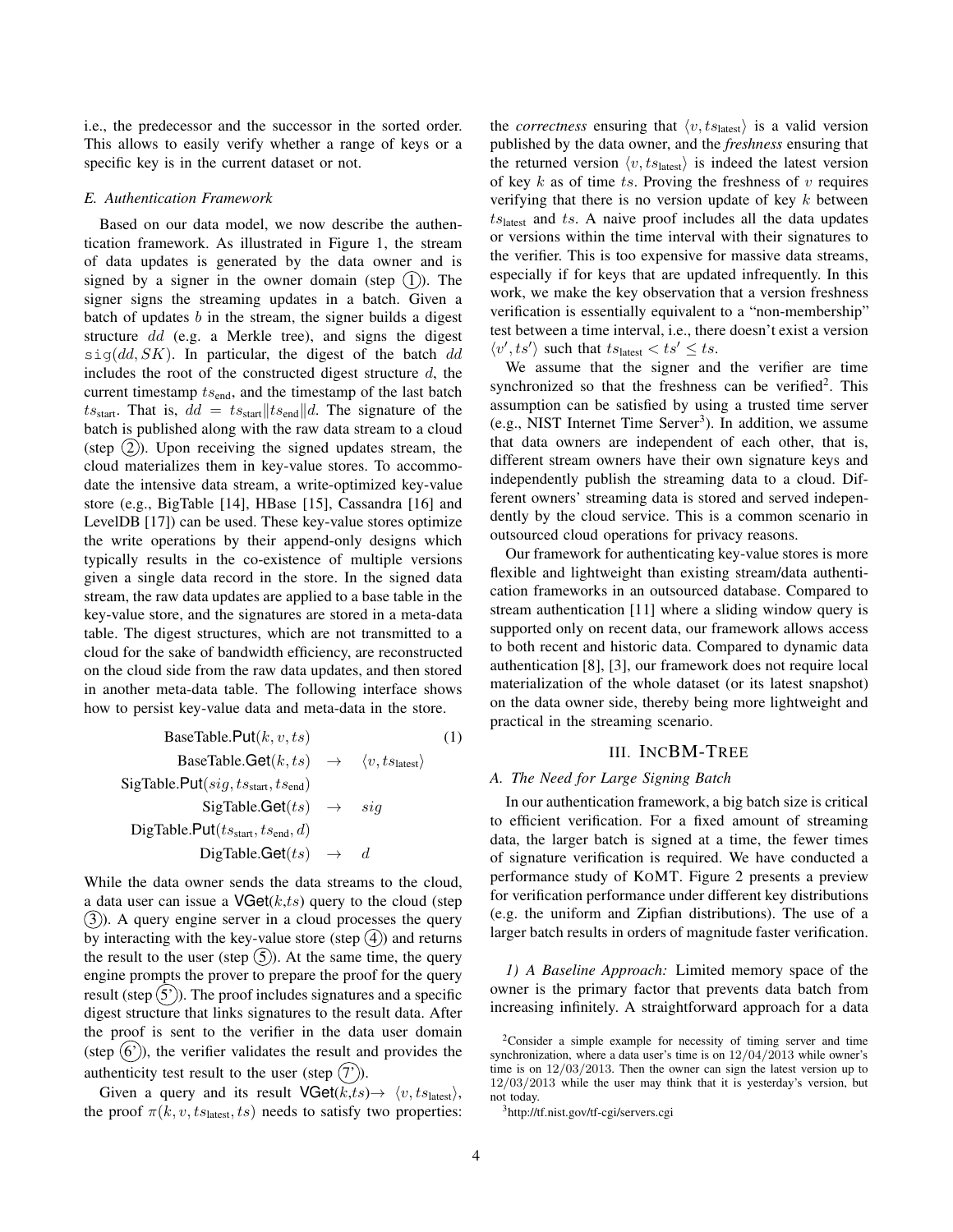i.e., the predecessor and the successor in the sorted order. This allows to easily verify whether a range of keys or a specific key is in the current dataset or not.

### *E. Authentication Framework*

Based on our data model, we now describe the authentication framework. As illustrated in Figure 1, the stream of data updates is generated by the data owner and is signed by a signer in the owner domain (step ①). The signer signs the streaming updates in a batch. Given a batch of updates $b$ in the stream, the signer builds a digest structure $dd$ (e.g. a Merkle tree), and signs the digest $\mathtt{sig}(dd, SK)$. In particular, the digest of the batch $dd$ includes the root of the constructed digest structure $d$, the current timestamp $ts_{\text{end}}$, and the timestamp of the last batch $ts_{\text{start}}$. That is, $dd = ts_{\text{start}} \| ts_{\text{end}} \| d$. The signature of the batch is published along with the raw data stream to a cloud (step ②). Upon receiving the signed updates stream, the cloud materializes them in key-value stores. To accommodate the intensive data stream, a write-optimized key-value store (e.g., BigTable [14], HBase [15], Cassandra [16] and LevelDB [17]) can be used. These key-value stores optimize the write operations by their append-only designs which typically results in the co-existence of multiple versions given a single data record in the store. In the signed data stream, the raw data updates are applied to a base table in the key-value store, and the signatures are stored in a meta-data table. The digest structures, which are not transmitted to a cloud for the sake of bandwidth efficiency, are reconstructed on the cloud side from the raw data updates, and then stored in another meta-data table. The following interface shows how to persist key-value data and meta-data in the store.

$$
\begin{aligned}
\text{BaseTable.}\mathsf{Put}(k, v, ts) & & \quad (1)\\
\text{BaseTable.}\mathsf{Get}(k, ts) & \rightarrow \langle v, ts_{\text{latest}} \rangle \\
\text{SigTable.}\mathsf{Put}(sig, ts_{\text{start}}, ts_{\text{end}}) & \\
\text{SigTable.}\mathsf{Get}(ts) & \rightarrow sig \\
\text{DigTable.}\mathsf{Put}(ts_{\text{start}}, ts_{\text{end}}, d) & \\
\text{DigTable.}\mathsf{Get}(ts) & \rightarrow d
\end{aligned}
$$

While the data owner sends the data streams to the cloud, a data user can issue a $\mathsf{VGet}(k,ts)$ query to the cloud (step ③). A query engine server in a cloud processes the query by interacting with the key-value store (step ④) and returns the result to the user (step ⑤). At the same time, the query engine prompts the prover to prepare the proof for the query result (step ⑤'). The proof includes signatures and a specific digest structure that links signatures to the result data. After the proof is sent to the verifier in the data user domain (step ⑥'), the verifier validates the result and provides the authenticity test result to the user (step ⑦').

Given a query and its result $\mathsf{VGet}(k,ts) \rightarrow \langle v, ts_{\text{latest}} \rangle$, the proof $\pi(k, v, ts_{\text{latest}}, ts)$ needs to satisfy two properties: the *correctness* ensuring that $\langle v, ts_{\text{latest}} \rangle$ is a valid version published by the data owner, and the *freshness* ensuring that the returned version $\langle v, ts_{\text{latest}} \rangle$ is indeed the latest version of key $k$ as of time $ts$. Proving the freshness of $v$ requires verifying that there is no version update of key $k$ between $ts_{\text{latest}}$ and $ts$. A naive proof includes all the data updates or versions within the time interval with their signatures to the verifier. This is too expensive for massive data streams, especially if for keys that are updated infrequently. In this work, we make the key observation that a version freshness verification is essentially equivalent to a "non-membership" test between a time interval, i.e., there doesn't exist a version $\langle v', ts' \rangle$ such that $ts_{\text{latest}} < ts' \leq ts$.

We assume that the signer and the verifier are time synchronized so that the freshness can be verified[2]. This assumption can be satisfied by using a trusted time server (e.g., NIST Internet Time Server[3]). In addition, we assume that data owners are independent of each other, that is, different stream owners have their own signature keys and independently publish the streaming data to a cloud. Different owners' streaming data is stored and served independently by the cloud service. This is a common scenario in outsourced cloud operations for privacy reasons.

Our framework for authenticating key-value stores is more flexible and lightweight than existing stream/data authentication frameworks in an outsourced database. Compared to stream authentication [11] where a sliding window query is supported only on recent data, our framework allows access to both recent and historic data. Compared to dynamic data authentication [8], [3], our framework does not require local materialization of the whole dataset (or its latest snapshot) on the data owner side, thereby being more lightweight and practical in the streaming scenario.

## III. INCBM-TREE

### *A. The Need for Large Signing Batch*

In our authentication framework, a big batch size is critical to efficient verification. For a fixed amount of streaming data, the larger batch is signed at a time, the fewer times of signature verification is required. We have conducted a performance study of KOMT. Figure 2 presents a preview for verification performance under different key distributions (e.g. the uniform and Zipfian distributions). The use of a larger batch results in orders of magnitude faster verification.

*1) A Baseline Approach:* Limited memory space of the owner is the primary factor that prevents data batch from increasing infinitely. A straightforward approach for a data

[2]Consider a simple example for necessity of timing server and time synchronization, where a data user's time is on 12/04/2013 while owner's time is on 12/03/2013. Then the owner can sign the latest version up to 12/03/2013 while the user may think that it is yesterday's version, but not today.

[3]http://tf.nist.gov/tf-cgi/servers.cgi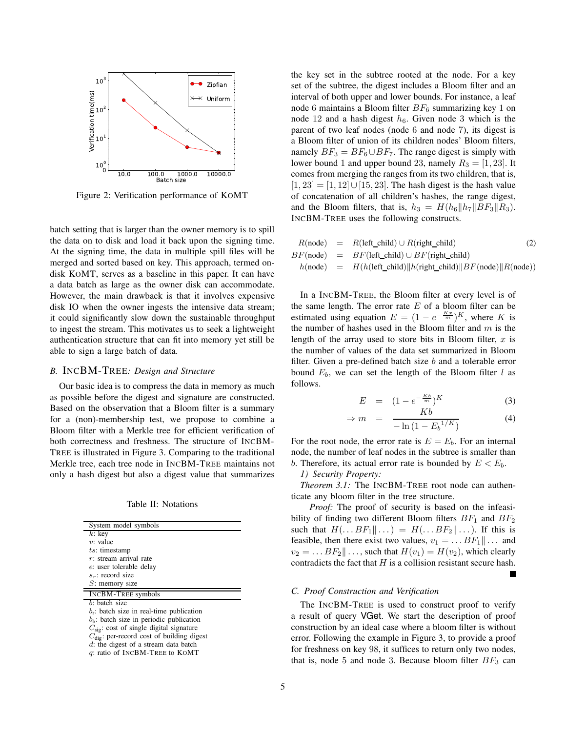Figure 2: Verification performance of KOMT

batch setting that is larger than the owner memory is to spill the data on to disk and load it back upon the signing time. At the signing time, the data in multiple spill files will be merged and sorted based on key. This approach, termed on-disk KOMT, serves as a baseline in this paper. It can have a data batch as large as the owner disk can accommodate. However, the main drawback is that it involves expensive disk IO when the owner ingests the intensive data stream; it could significantly slow down the sustainable throughput to ingest the stream. This motivates us to seek a lightweight authentication structure that can fit into memory yet still be able to sign a large batch of data.

### B. INCBM-TREE: *Design and Structure*

Our basic idea is to compress the data in memory as much as possible before the digest and signature are constructed. Based on the observation that a Bloom filter is a summary for a (non)-membership test, we propose to combine a Bloom filter with a Merkle tree for efficient verification of both correctness and freshness. The structure of INCBM-TREE is illustrated in Figure 3. Comparing to the traditional Merkle tree, each tree node in INCBM-TREE maintains not only a hash digest but also a digest value that summarizes the key set in the subtree rooted at the node. For a key set of the subtree, the digest includes a Bloom filter and an interval of both upper and lower bounds. For instance, a leaf node 6 maintains a Bloom filter $BF_6$ summarizing key 1 on node 12 and a hash digest $h_6$. Given node 3 which is the parent of two leaf nodes (node 6 and node 7), its digest is a Bloom filter of union of its children nodes' Bloom filters, namely $BF_3 = BF_6 \cup BF_7$. The range digest is simply with lower bound 1 and upper bound 23, namely $R_3 = [1, 23]$. It comes from merging the ranges from its two children, that is, $[1, 23] = [1, 12] \cup [15, 23]$. The hash digest is the hash value of concatenation of all children's hashes, the range digest, and the Bloom filters, that is, $h_3 = H(h_6 \| h_7 \| BF_3 \| R_3)$. INCBM-TREE uses the following constructs.

Table II: Notations

| System model symbols |
|---|
| $k$: key |
| $v$: value |
| $ts$: timestamp |
| $r$: stream arrival rate |
| $e$: user tolerable delay |
| $s_r$: record size |
| $S$: memory size |
| **INCBM-TREE symbols** |
| $b$: batch size |
| $b_r$: batch size in real-time publication |
| $b_b$: batch size in periodic publication |
| $C_{sig}$: cost of single digital signature |
| $C_{dig}$: per-record cost of building digest |
| $d$: the digest of a stream data batch |
| $q$: ratio of INCBM-TREE to KOMT |

$$
\begin{aligned}
R(\text{node}) &= R(\text{left\_child}) \cup R(\text{right\_child}) \\
BF(\text{node}) &= BF(\text{left\_child}) \cup BF(\text{right\_child}) \\
h(\text{node}) &= H(h(\text{left\_child}) \| h(\text{right\_child}) \| BF(\text{node}) \| R(\text{node}))
\end{aligned} \tag{2}
$$

In a INCBM-TREE, the Bloom filter at every level is of the same length. The error rate $E$ of a bloom filter can be estimated using equation $E = (1 - e^{-\frac{Kx}{m}})^K$, where $K$ is the number of hashes used in the Bloom filter and $m$ is the length of the array used to store bits in Bloom filter, $x$ is the number of values of the data set summarized in Bloom filter. Given a pre-defined batch size $b$ and a tolerable error bound $E_b$, we can set the length of the Bloom filter $l$ as follows.

$$
E = (1 - e^{-\frac{Kb}{m}})^K \tag{3}
$$

$$
\Rightarrow m = \frac{Kb}{-\ln(1 - {E_b}^{1/K})} \tag{4}
$$

For the root node, the error rate is $E = E_b$. For an internal node, the number of leaf nodes in the subtree is smaller than $b$. Therefore, its actual error rate is bounded by $E < E_b$.

*1) Security Property:*

*Theorem 3.1:* The INCBM-TREE root node can authenticate any bloom filter in the tree structure.

*Proof:* The proof of security is based on the infeasibility of finding two different Bloom filters $BF_1$ and $BF_2$ such that $H(\ldots BF_1 \| \ldots) = H(\ldots BF_2 \| \ldots)$. If this is feasible, then there exist two values, $v_1 = \ldots BF_1 \| \ldots$ and $v_2 = \ldots BF_2 \| \ldots$, such that $H(v_1) = H(v_2)$, which clearly contradicts the fact that $H$ is a collision resistant secure hash. ■

### C. Proof Construction and Verification

The INCBM-TREE is used to construct proof to verify a result of query VGet. We start the description of proof construction by an ideal case where a bloom filter is without error. Following the example in Figure 3, to provide a proof for freshness on key 98, it suffices to return only two nodes, that is, node 5 and node 3. Because bloom filter $BF_3$ can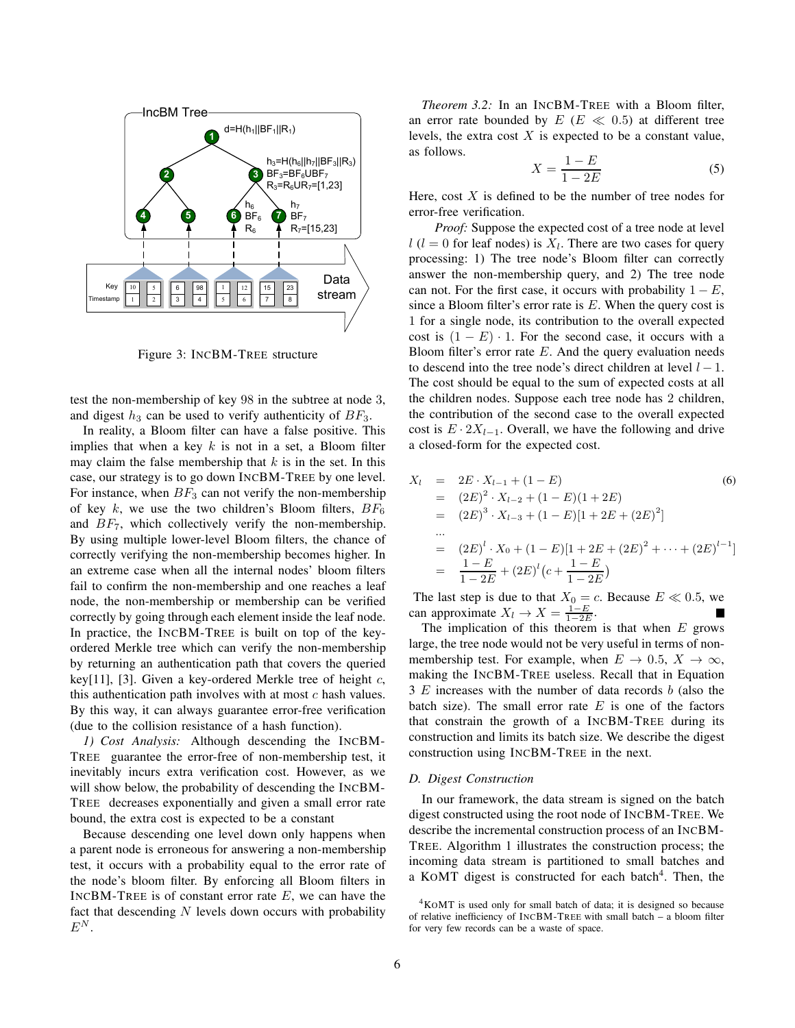Figure 3: INCBM-TREE structure

test the non-membership of key 98 in the subtree at node 3, and digest $h_3$ can be used to verify authenticity of $BF_3$.

In reality, a Bloom filter can have a false positive. This implies that when a key $k$ is not in a set, a Bloom filter may claim the false membership that $k$ is in the set. In this case, our strategy is to go down INCBM-TREE by one level. For instance, when $BF_3$ can not verify the non-membership of key $k$, we use the two children's Bloom filters, $BF_6$ and $BF_7$, which collectively verify the non-membership. By using multiple lower-level Bloom filters, the chance of correctly verifying the non-membership becomes higher. In an extreme case when all the internal nodes' bloom filters fail to confirm the non-membership and one reaches a leaf node, the non-membership or membership can be verified correctly by going through each element inside the leaf node. In practice, the INCBM-TREE is built on top of the key-ordered Merkle tree which can verify the non-membership by returning an authentication path that covers the queried key[11], [3]. Given a key-ordered Merkle tree of height $c$, this authentication path involves with at most $c$ hash values. By this way, it can always guarantee error-free verification (due to the collision resistance of a hash function).

*1) Cost Analysis:* Although descending the INCBM-TREE guarantee the error-free of non-membership test, it inevitably incurs extra verification cost. However, as we will show below, the probability of descending the INCBM-TREE decreases exponentially and given a small error rate bound, the extra cost is expected to be a constant

Because descending one level down only happens when a parent node is erroneous for answering a non-membership test, it occurs with a probability equal to the error rate of the node's bloom filter. By enforcing all Bloom filters in INCBM-TREE is of constant error rate $E$, we can have the fact that descending $N$ levels down occurs with probability $E^N$.

*Theorem 3.2:* In an INCBM-TREE with a Bloom filter, an error rate bounded by $E$ ($E \ll 0.5$) at different tree levels, the extra cost $X$ is expected to be a constant value, as follows.

$$X = \frac{1-E}{1-2E} \tag{5}$$

Here, cost $X$ is defined to be the number of tree nodes for error-free verification.

*Proof:* Suppose the expected cost of a tree node at level $l$ ($l = 0$ for leaf nodes) is $X_l$. There are two cases for query processing: 1) The tree node's Bloom filter can correctly answer the non-membership query, and 2) The tree node can not. For the first case, it occurs with probability $1 - E$, since a Bloom filter's error rate is $E$. When the query cost is 1 for a single node, its contribution to the overall expected cost is $(1 - E) \cdot 1$. For the second case, it occurs with a Bloom filter's error rate $E$. And the query evaluation needs to descend into the tree node's direct children at level $l - 1$. The cost should be equal to the sum of expected costs at all the children nodes. Suppose each tree node has 2 children, the contribution of the second case to the overall expected cost is $E \cdot 2X_{l-1}$. Overall, we have the following and drive a closed-form for the expected cost.

$$\begin{aligned}
X_l &= 2E \cdot X_{l-1} + (1-E) \\
&= (2E)^2 \cdot X_{l-2} + (1-E)(1+2E) \\
&= (2E)^3 \cdot X_{l-3} + (1-E)[1+2E+(2E)^2] \\
&\ldots \\
&= (2E)^l \cdot X_0 + (1-E)[1+2E+(2E)^2+\cdots+(2E)^{l-1}] \\
&= \frac{1-E}{1-2E} + (2E)^l\left(c + \frac{1-E}{1-2E}\right)
\end{aligned} \tag{6}$$

The last step is due to that $X_0 = c$. Because $E \ll 0.5$, we can approximate $X_l \to X = \frac{1-E}{1-2E}$. ∎

The implication of this theorem is that when $E$ grows large, the tree node would not be very useful in terms of non-membership test. For example, when $E \to 0.5$, $X \to \infty$, making the INCBM-TREE useless. Recall that in Equation 3 $E$ increases with the number of data records $b$ (also the batch size). The small error rate $E$ is one of the factors that constrain the growth of a INCBM-TREE during its construction and limits its batch size. We describe the digest construction using INCBM-TREE in the next.

### D. Digest Construction

In our framework, the data stream is signed on the batch digest constructed using the root node of INCBM-TREE. We describe the incremental construction process of an INCBM-TREE. Algorithm 1 illustrates the construction process; the incoming data stream is partitioned to small batches and a KOMT digest is constructed for each batch[4]. Then, the

[4] KOMT is used only for small batch of data; it is designed so because of relative inefficiency of INCBM-TREE with small batch – a bloom filter for very few records can be a waste of space.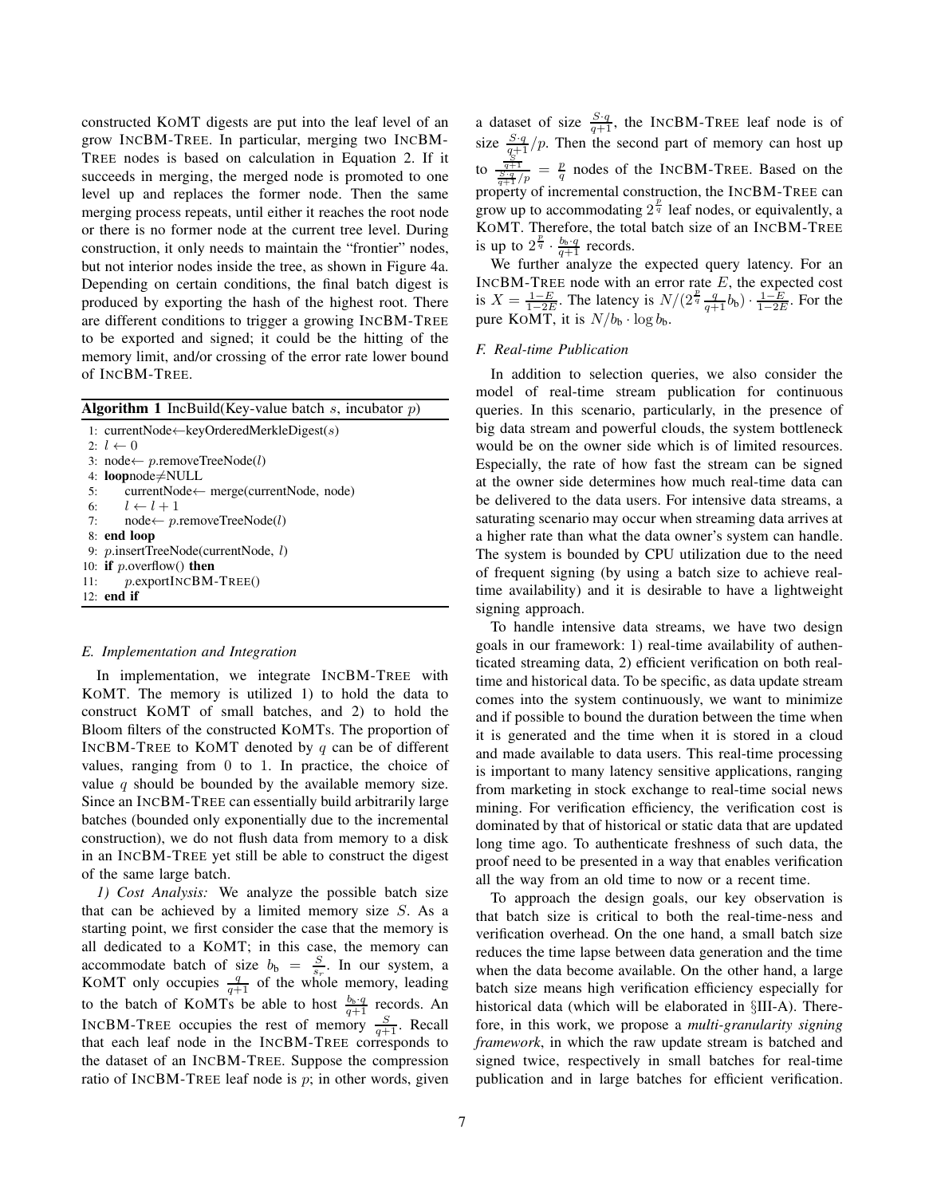constructed KoMT digests are put into the leaf level of an grow IncBM-Tree. In particular, merging two IncBM-Tree nodes is based on calculation in Equation 2. If it succeeds in merging, the merged node is promoted to one level up and replaces the former node. Then the same merging process repeats, until either it reaches the root node or there is no former node at the current tree level. During construction, it only needs to maintain the "frontier" nodes, but not interior nodes inside the tree, as shown in Figure 4a. Depending on certain conditions, the final batch digest is produced by exporting the hash of the highest root. There are different conditions to trigger a growing IncBM-Tree to be exported and signed; it could be the hitting of the memory limit, and/or crossing of the error rate lower bound of IncBM-Tree.

**Algorithm 1** IncBuild(Key-value batch $s$, incubator $p$)

```
1: currentNode←keyOrderedMerkleDigest(s)
2: l ← 0
3: node← p.removeTreeNode(l)
4: loop node≠NULL
5:     currentNode← merge(currentNode, node)
6:     l ← l + 1
7:     node← p.removeTreeNode(l)
8: end loop
9: p.insertTreeNode(currentNode, l)
10: if p.overflow() then
11:     p.exportIncBM-Tree()
12: end if
```

### E. Implementation and Integration

In implementation, we integrate IncBM-Tree with KoMT. The memory is utilized 1) to hold the data to construct KoMT of small batches, and 2) to hold the Bloom filters of the constructed KoMTs. The proportion of IncBM-Tree to KoMT denoted by $q$ can be of different values, ranging from 0 to 1. In practice, the choice of value $q$ should be bounded by the available memory size. Since an IncBM-Tree can essentially build arbitrarily large batches (bounded only exponentially due to the incremental construction), we do not flush data from memory to a disk in an IncBM-Tree yet still be able to construct the digest of the same large batch.

*1) Cost Analysis:* We analyze the possible batch size that can be achieved by a limited memory size $S$. As a starting point, we first consider the case that the memory is all dedicated to a KoMT; in this case, the memory can accommodate batch of size $b_b = \frac{S}{s_r}$. In our system, a KoMT only occupies $\frac{q}{q+1}$ of the whole memory, leading to the batch of KoMTs be able to host $\frac{b_b \cdot q}{q+1}$ records. An IncBM-Tree occupies the rest of memory $\frac{S}{q+1}$. Recall that each leaf node in the IncBM-Tree corresponds to the dataset of an IncBM-Tree. Suppose the compression ratio of IncBM-Tree leaf node is $p$; in other words, given a dataset of size $\frac{S \cdot q}{q+1}$, the IncBM-Tree leaf node is of size $\frac{S \cdot q}{q+1}/p$. Then the second part of memory can host up to $\frac{\frac{S}{q+1}}{\frac{S \cdot q}{q+1}/p} = \frac{p}{q}$ nodes of the IncBM-Tree. Based on the property of incremental construction, the IncBM-Tree can grow up to accommodating $2^{\frac{p}{q}}$ leaf nodes, or equivalently, a KoMT. Therefore, the total batch size of an IncBM-Tree is up to $2^{\frac{p}{q}} \cdot \frac{b_b \cdot q}{q+1}$ records.

We further analyze the expected query latency. For an IncBM-Tree node with an error rate $E$, the expected cost is $X = \frac{1-E}{1-2E}$. The latency is $N/(2^{\frac{p}{q}} \frac{q}{q+1} b_b) \cdot \frac{1-E}{1-2E}$. For the pure KoMT, it is $N/b_b \cdot \log b_b$.

### F. Real-time Publication

In addition to selection queries, we also consider the model of real-time stream publication for continuous queries. In this scenario, particularly, in the presence of big data stream and powerful clouds, the system bottleneck would be on the owner side which is of limited resources. Especially, the rate of how fast the stream can be signed at the owner side determines how much real-time data can be delivered to the data users. For intensive data streams, a saturating scenario may occur when streaming data arrives at a higher rate than what the data owner's system can handle. The system is bounded by CPU utilization due to the need of frequent signing (by using a batch size to achieve real-time availability) and it is desirable to have a lightweight signing approach.

To handle intensive data streams, we have two design goals in our framework: 1) real-time availability of authenticated streaming data, 2) efficient verification on both real-time and historical data. To be specific, as data update stream comes into the system continuously, we want to minimize and if possible to bound the duration between the time when it is generated and the time when it is stored in a cloud and made available to data users. This real-time processing is important to many latency sensitive applications, ranging from marketing in stock exchange to real-time social news mining. For verification efficiency, the verification cost is dominated by that of historical or static data that are updated long time ago. To authenticate freshness of such data, the proof need to be presented in a way that enables verification all the way from an old time to now or a recent time.

To approach the design goals, our key observation is that batch size is critical to both the real-time-ness and verification overhead. On the one hand, a small batch size reduces the time lapse between data generation and the time when the data become available. On the other hand, a large batch size means high verification efficiency especially for historical data (which will be elaborated in §III-A). Therefore, in this work, we propose a *multi-granularity signing framework*, in which the raw update stream is batched and signed twice, respectively in small batches for real-time publication and in large batches for efficient verification.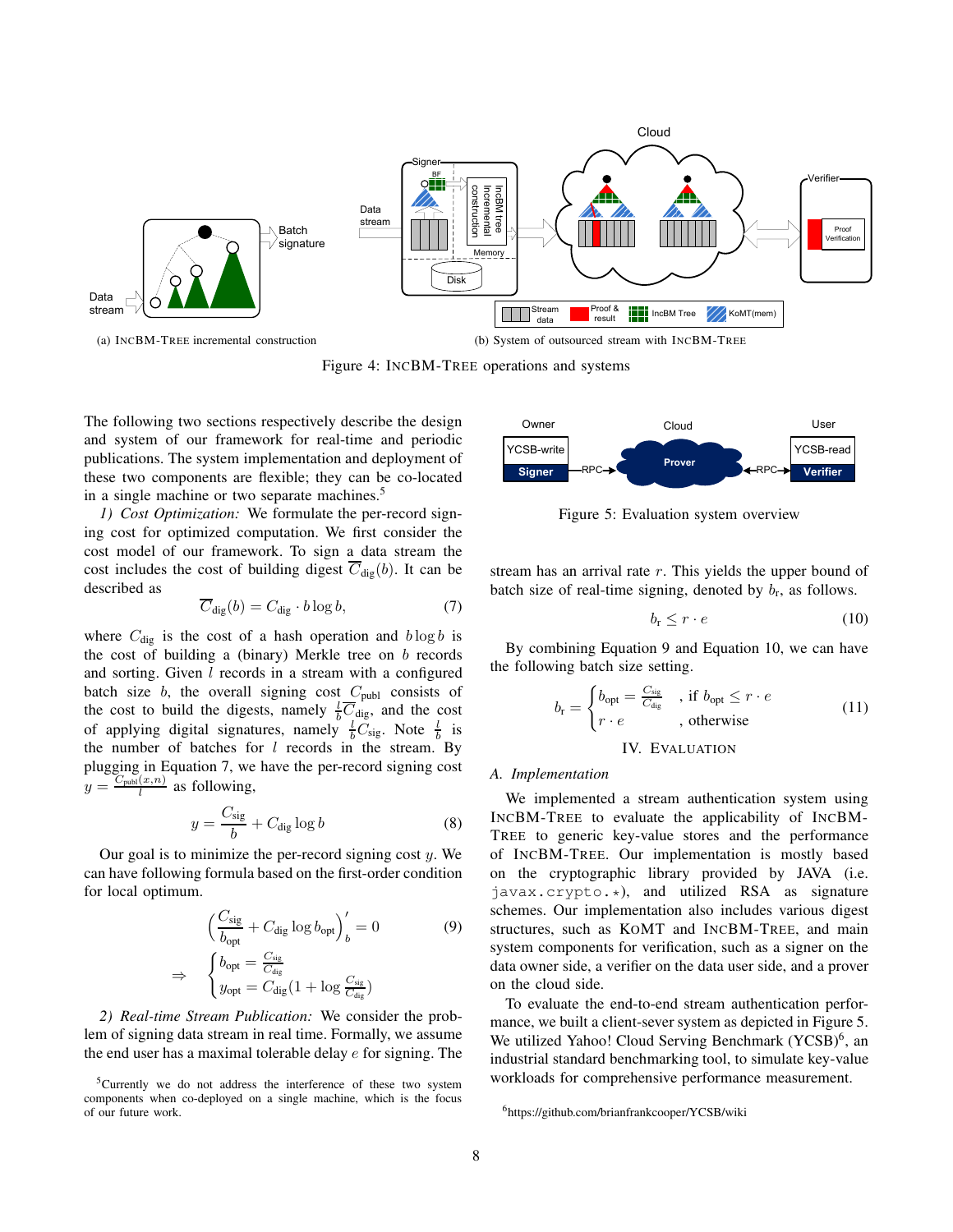(a) IncBM-Tree incremental construction

(b) System of outsourced stream with IncBM-Tree

Figure 4: IncBM-Tree operations and systems

The following two sections respectively describe the design and system of our framework for real-time and periodic publications. The system implementation and deployment of these two components are flexible; they can be co-located in a single machine or two separate machines.[5]

*1) Cost Optimization:* We formulate the per-record signing cost for optimized computation. We first consider the cost model of our framework. To sign a data stream the cost includes the cost of building digest $\overline{C}_{\text{dig}}(b)$. It can be described as

$$\overline{C}_{\text{dig}}(b) = C_{\text{dig}} \cdot b \log b, \tag{7}$$

where $C_{\text{dig}}$ is the cost of a hash operation and $b \log b$ is the cost of building a (binary) Merkle tree on $b$ records and sorting. Given $l$ records in a stream with a configured batch size $b$, the overall signing cost $C_{\text{publ}}$ consists of the cost to build the digests, namely $\frac{l}{b}\overline{C}_{\text{dig}}$, and the cost of applying digital signatures, namely $\frac{l}{b}C_{\text{sig}}$. Note $\frac{l}{b}$ is the number of batches for $l$ records in the stream. By plugging in Equation 7, we have the per-record signing cost $y = \frac{C_{\text{publ}}(x,n)}{l}$ as following,

$$y = \frac{C_{\text{sig}}}{b} + C_{\text{dig}} \log b \tag{8}$$

Our goal is to minimize the per-record signing cost $y$. We can have following formula based on the first-order condition for local optimum.

$$\left(\frac{C_{\text{sig}}}{b_{\text{opt}}} + C_{\text{dig}} \log b_{\text{opt}}\right)'_b = 0 \tag{9}$$

$$\Rightarrow \begin{cases} b_{\text{opt}} = \frac{C_{\text{sig}}}{C_{\text{dig}}} \\ y_{\text{opt}} = C_{\text{dig}}(1 + \log \frac{C_{\text{sig}}}{C_{\text{dig}}}) \end{cases}$$

*2) Real-time Stream Publication:* We consider the problem of signing data stream in real time. Formally, we assume the end user has a maximal tolerable delay $e$ for signing. The stream has an arrival rate $r$. This yields the upper bound of batch size of real-time signing, denoted by $b_{\text{r}}$, as follows.

$$b_{\text{r}} \leq r \cdot e \tag{10}$$

By combining Equation 9 and Equation 10, we can have the following batch size setting.

$$b_{\text{r}} = \begin{cases} b_{\text{opt}} = \frac{C_{\text{sig}}}{C_{\text{dig}}} & \text{, if } b_{\text{opt}} \leq r \cdot e \\ r \cdot e & \text{, otherwise} \end{cases} \tag{11}$$

[5] Currently we do not address the interference of these two system components when co-deployed on a single machine, which is the focus of our future work.

Figure 5: Evaluation system overview

## IV. Evaluation

### A. Implementation

We implemented a stream authentication system using IncBM-Tree to evaluate the applicability of IncBM-Tree to generic key-value stores and the performance of IncBM-Tree. Our implementation is mostly based on the cryptographic library provided by JAVA (i.e. `javax.crypto.*`), and utilized RSA as signature schemes. Our implementation also includes various digest structures, such as KoMT and IncBM-Tree, and main system components for verification, such as a signer on the data owner side, a verifier on the data user side, and a prover on the cloud side.

To evaluate the end-to-end stream authentication performance, we built a client-sever system as depicted in Figure 5. We utilized Yahoo! Cloud Serving Benchmark (YCSB)[6], an industrial standard benchmarking tool, to simulate key-value workloads for comprehensive performance measurement.

[6] https://github.com/brianfrankcooper/YCSB/wiki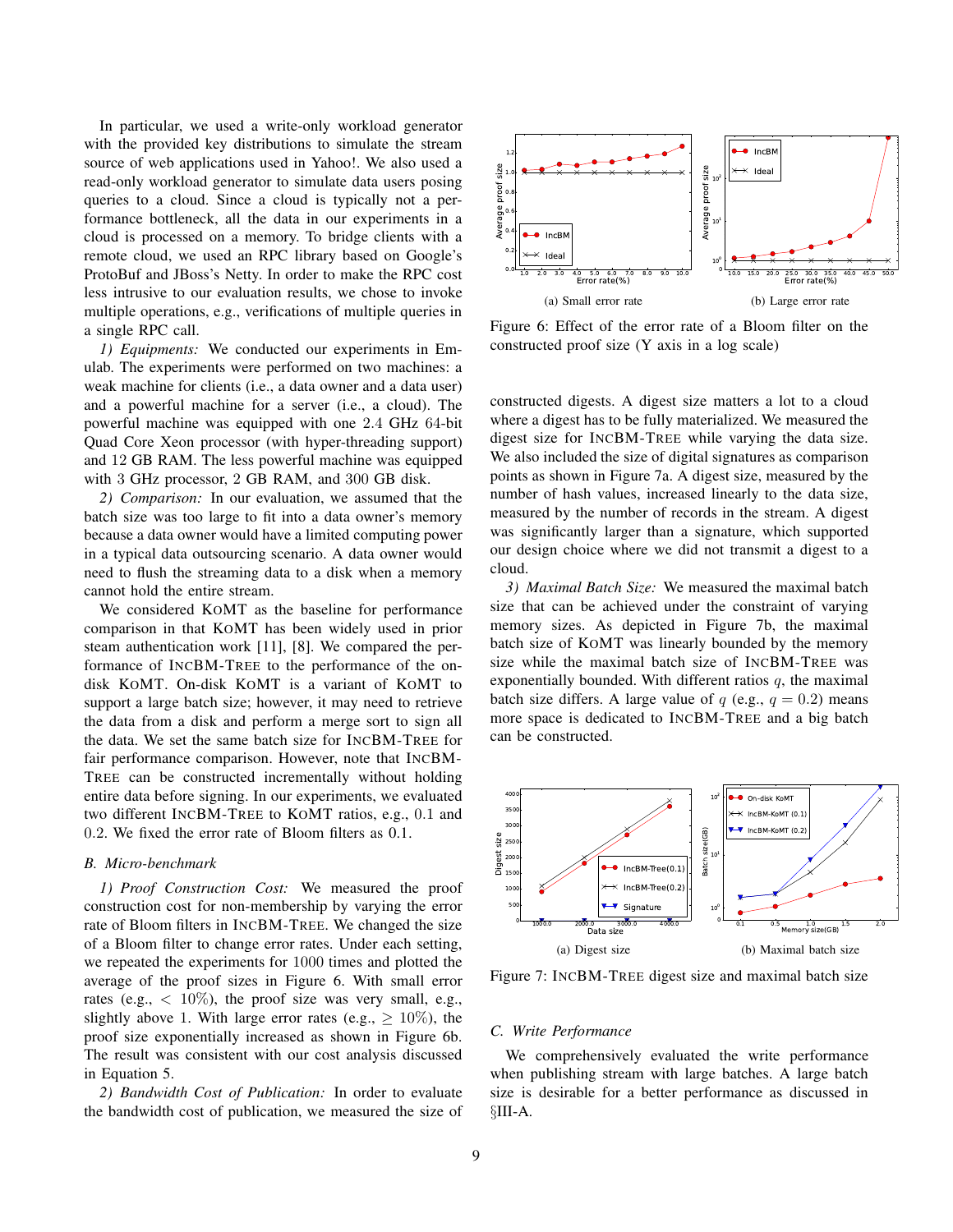In particular, we used a write-only workload generator with the provided key distributions to simulate the stream source of web applications used in Yahoo!. We also used a read-only workload generator to simulate data users posing queries to a cloud. Since a cloud is typically not a performance bottleneck, all the data in our experiments in a cloud is processed on a memory. To bridge clients with a remote cloud, we used an RPC library based on Google's ProtoBuf and JBoss's Netty. In order to make the RPC cost less intrusive to our evaluation results, we chose to invoke multiple operations, e.g., verifications of multiple queries in a single RPC call.

*1) Equipments:* We conducted our experiments in Emulab. The experiments were performed on two machines: a weak machine for clients (i.e., a data owner and a data user) and a powerful machine for a server (i.e., a cloud). The powerful machine was equipped with one 2.4 GHz 64-bit Quad Core Xeon processor (with hyper-threading support) and 12 GB RAM. The less powerful machine was equipped with 3 GHz processor, 2 GB RAM, and 300 GB disk.

*2) Comparison:* In our evaluation, we assumed that the batch size was too large to fit into a data owner's memory because a data owner would have a limited computing power in a typical data outsourcing scenario. A data owner would need to flush the streaming data to a disk when a memory cannot hold the entire stream.

We considered KOMT as the baseline for performance comparison in that KOMT has been widely used in prior steam authentication work [11], [8]. We compared the performance of INCBM-TREE to the performance of the on-disk KOMT. On-disk KOMT is a variant of KOMT to support a large batch size; however, it may need to retrieve the data from a disk and perform a merge sort to sign all the data. We set the same batch size for INCBM-TREE for fair performance comparison. However, note that INCBM-TREE can be constructed incrementally without holding entire data before signing. In our experiments, we evaluated two different INCBM-TREE to KOMT ratios, e.g., 0.1 and 0.2. We fixed the error rate of Bloom filters as 0.1.

### B. Micro-benchmark

*1) Proof Construction Cost:* We measured the proof construction cost for non-membership by varying the error rate of Bloom filters in INCBM-TREE. We changed the size of a Bloom filter to change error rates. Under each setting, we repeated the experiments for 1000 times and plotted the average of the proof sizes in Figure 6. With small error rates (e.g., $< 10\%$), the proof size was very small, e.g., slightly above 1. With large error rates (e.g., $\geq 10\%$), the proof size exponentially increased as shown in Figure 6b. The result was consistent with our cost analysis discussed in Equation 5.

*2) Bandwidth Cost of Publication:* In order to evaluate the bandwidth cost of publication, we measured the size of constructed digests. A digest size matters a lot to a cloud where a digest has to be fully materialized. We measured the digest size for INCBM-TREE while varying the data size. We also included the size of digital signatures as comparison points as shown in Figure 7a. A digest size, measured by the number of hash values, increased linearly to the data size, measured by the number of records in the stream. A digest was significantly larger than a signature, which supported our design choice where we did not transmit a digest to a cloud.

(a) Small error rate

(b) Large error rate

Figure 6: Effect of the error rate of a Bloom filter on the constructed proof size (Y axis in a log scale)

*3) Maximal Batch Size:* We measured the maximal batch size that can be achieved under the constraint of varying memory sizes. As depicted in Figure 7b, the maximal batch size of KOMT was linearly bounded by the memory size while the maximal batch size of INCBM-TREE was exponentially bounded. With different ratios $q$, the maximal batch size differs. A large value of $q$ (e.g., $q = 0.2$) means more space is dedicated to INCBM-TREE and a big batch can be constructed.

(a) Digest size

(b) Maximal batch size

Figure 7: INCBM-TREE digest size and maximal batch size

### C. Write Performance

We comprehensively evaluated the write performance when publishing stream with large batches. A large batch size is desirable for a better performance as discussed in §III-A.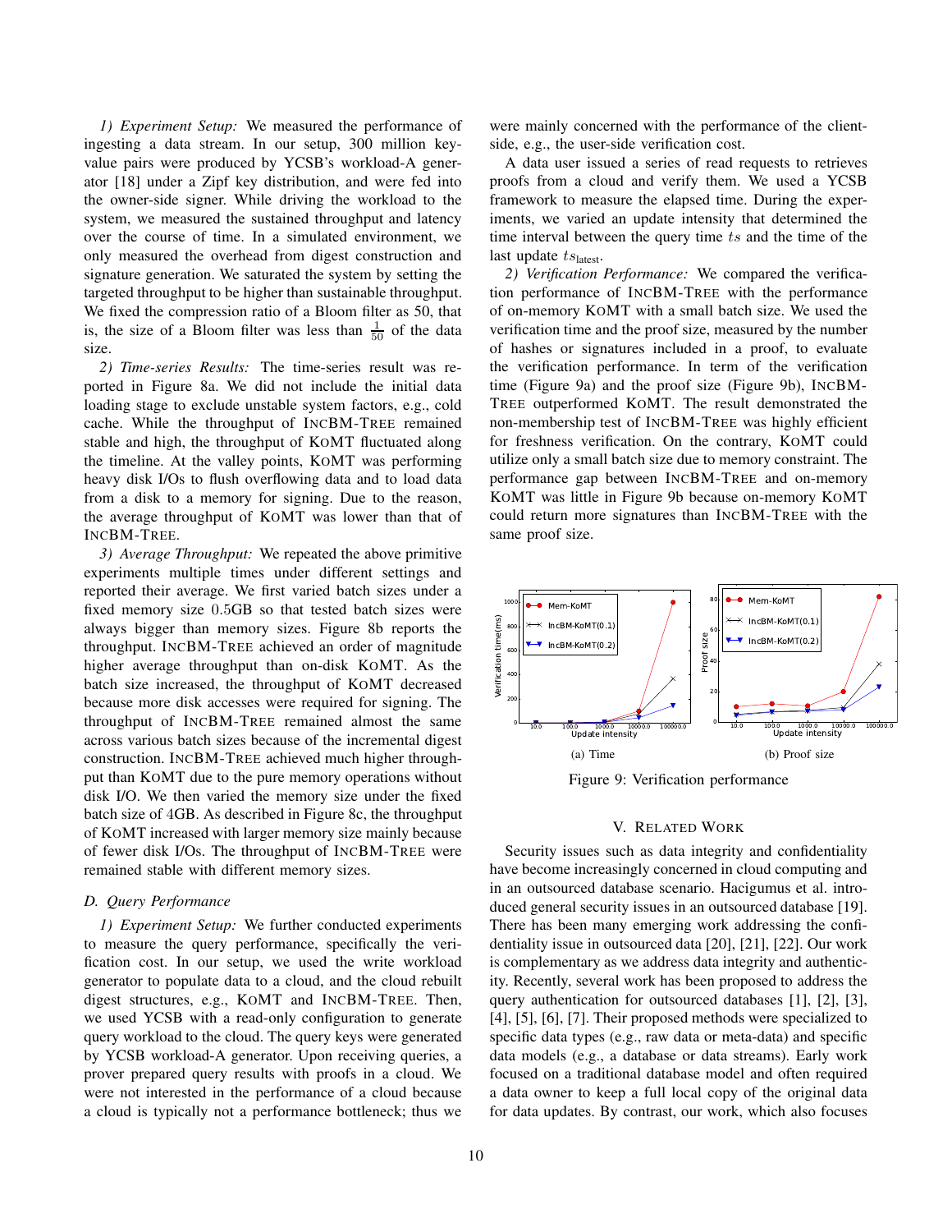*1) Experiment Setup:* We measured the performance of ingesting a data stream. In our setup, 300 million key-value pairs were produced by YCSB's workload-A generator [18] under a Zipf key distribution, and were fed into the owner-side signer. While driving the workload to the system, we measured the sustained throughput and latency over the course of time. In a simulated environment, we only measured the overhead from digest construction and signature generation. We saturated the system by setting the targeted throughput to be higher than sustainable throughput. We fixed the compression ratio of a Bloom filter as 50, that is, the size of a Bloom filter was less than $\frac{1}{50}$ of the data size.

*2) Time-series Results:* The time-series result was reported in Figure 8a. We did not include the initial data loading stage to exclude unstable system factors, e.g., cold cache. While the throughput of INCBM-TREE remained stable and high, the throughput of KOMT fluctuated along the timeline. At the valley points, KOMT was performing heavy disk I/Os to flush overflowing data and to load data from a disk to a memory for signing. Due to the reason, the average throughput of KOMT was lower than that of INCBM-TREE.

*3) Average Throughput:* We repeated the above primitive experiments multiple times under different settings and reported their average. We first varied batch sizes under a fixed memory size 0.5GB so that tested batch sizes were always bigger than memory sizes. Figure 8b reports the throughput. INCBM-TREE achieved an order of magnitude higher average throughput than on-disk KOMT. As the batch size increased, the throughput of KOMT decreased because more disk accesses were required for signing. The throughput of INCBM-TREE remained almost the same across various batch sizes because of the incremental digest construction. INCBM-TREE achieved much higher throughput than KOMT due to the pure memory operations without disk I/O. We then varied the memory size under the fixed batch size of 4GB. As described in Figure 8c, the throughput of KOMT increased with larger memory size mainly because of fewer disk I/Os. The throughput of INCBM-TREE were remained stable with different memory sizes.

### D. Query Performance

*1) Experiment Setup:* We further conducted experiments to measure the query performance, specifically the verification cost. In our setup, we used the write workload generator to populate data to a cloud, and the cloud rebuilt digest structures, e.g., KOMT and INCBM-TREE. Then, we used YCSB with a read-only configuration to generate query workload to the cloud. The query keys were generated by YCSB workload-A generator. Upon receiving queries, a prover prepared query results with proofs in a cloud. We were not interested in the performance of a cloud because a cloud is typically not a performance bottleneck; thus we were mainly concerned with the performance of the client-side, e.g., the user-side verification cost.

A data user issued a series of read requests to retrieves proofs from a cloud and verify them. We used a YCSB framework to measure the elapsed time. During the experiments, we varied an update intensity that determined the time interval between the query time $ts$ and the time of the last update $ts_{\text{latest}}$.

*2) Verification Performance:* We compared the verification performance of INCBM-TREE with the performance of on-memory KOMT with a small batch size. We used the verification time and the proof size, measured by the number of hashes or signatures included in a proof, to evaluate the verification performance. In term of the verification time (Figure 9a) and the proof size (Figure 9b), INCBM-TREE outperformed KOMT. The result demonstrated the non-membership test of INCBM-TREE was highly efficient for freshness verification. On the contrary, KOMT could utilize only a small batch size due to memory constraint. The performance gap between INCBM-TREE and on-memory KOMT was little in Figure 9b because on-memory KOMT could return more signatures than INCBM-TREE with the same proof size.

(a) Time

(b) Proof size

Figure 9: Verification performance

## V. RELATED WORK

Security issues such as data integrity and confidentiality have become increasingly concerned in cloud computing and in an outsourced database scenario. Hacigumus et al. introduced general security issues in an outsourced database [19]. There has been many emerging work addressing the confidentiality issue in outsourced data [20], [21], [22]. Our work is complementary as we address data integrity and authenticity. Recently, several work has been proposed to address the query authentication for outsourced databases [1], [2], [3], [4], [5], [6], [7]. Their proposed methods were specialized to specific data types (e.g., raw data or meta-data) and specific data models (e.g., a database or data streams). Early work focused on a traditional database model and often required a data owner to keep a full local copy of the original data for data updates. By contrast, our work, which also focuses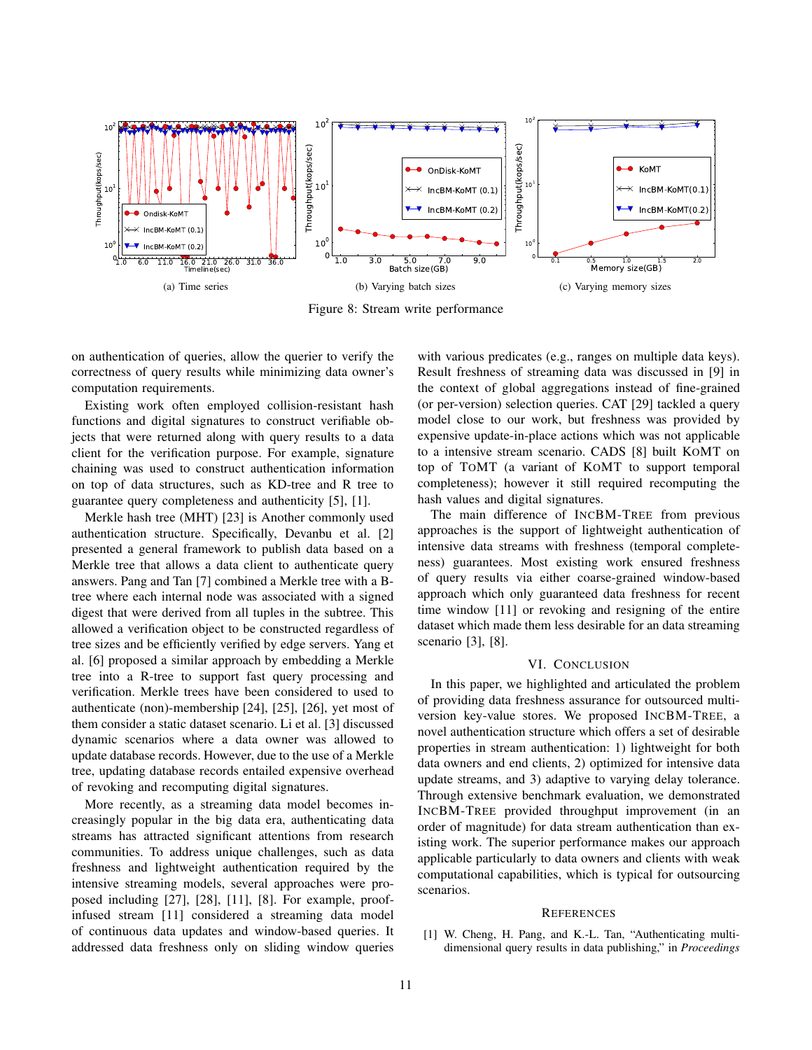(a) Time series

(b) Varying batch sizes

(c) Varying memory sizes

Figure 8: Stream write performance

on authentication of queries, allow the querier to verify the correctness of query results while minimizing data owner's computation requirements.

Existing work often employed collision-resistant hash functions and digital signatures to construct verifiable objects that were returned along with query results to a data client for the verification purpose. For example, signature chaining was used to construct authentication information on top of data structures, such as KD-tree and R tree to guarantee query completeness and authenticity [5], [1].

Merkle hash tree (MHT) [23] is Another commonly used authentication structure. Specifically, Devanbu et al. [2] presented a general framework to publish data based on a Merkle tree that allows a data client to authenticate query answers. Pang and Tan [7] combined a Merkle tree with a B-tree where each internal node was associated with a signed digest that were derived from all tuples in the subtree. This allowed a verification object to be constructed regardless of tree sizes and be efficiently verified by edge servers. Yang et al. [6] proposed a similar approach by embedding a Merkle tree into a R-tree to support fast query processing and verification. Merkle trees have been considered to used to authenticate (non)-membership [24], [25], [26], yet most of them consider a static dataset scenario. Li et al. [3] discussed dynamic scenarios where a data owner was allowed to update database records. However, due to the use of a Merkle tree, updating database records entailed expensive overhead of revoking and recomputing digital signatures.

More recently, as a streaming data model becomes increasingly popular in the big data era, authenticating data streams has attracted significant attentions from research communities. To address unique challenges, such as data freshness and lightweight authentication required by the intensive streaming models, several approaches were proposed including [27], [28], [11], [8]. For example, proof-infused stream [11] considered a streaming data model of continuous data updates and window-based queries. It addressed data freshness only on sliding window queries with various predicates (e.g., ranges on multiple data keys). Result freshness of streaming data was discussed in [9] in the context of global aggregations instead of fine-grained (or per-version) selection queries. CAT [29] tackled a query model close to our work, but freshness was provided by expensive update-in-place actions which was not applicable to a intensive stream scenario. CADS [8] built KoMT on top of ToMT (a variant of KoMT to support temporal completeness); however it still required recomputing the hash values and digital signatures.

The main difference of IncBM-Tree from previous approaches is the support of lightweight authentication of intensive data streams with freshness (temporal completeness) guarantees. Most existing work ensured freshness of query results via either coarse-grained window-based approach which only guaranteed data freshness for recent time window [11] or revoking and resigning of the entire dataset which made them less desirable for an data streaming scenario [3], [8].

## VI. Conclusion

In this paper, we highlighted and articulated the problem of providing data freshness assurance for outsourced multi-version key-value stores. We proposed IncBM-Tree, a novel authentication structure which offers a set of desirable properties in stream authentication: 1) lightweight for both data owners and end clients, 2) optimized for intensive data update streams, and 3) adaptive to varying delay tolerance. Through extensive benchmark evaluation, we demonstrated IncBM-Tree provided throughput improvement (in an order of magnitude) for data stream authentication than existing work. The superior performance makes our approach applicable particularly to data owners and clients with weak computational capabilities, which is typical for outsourcing scenarios.

## References

[1] W. Cheng, H. Pang, and K.-L. Tan, "Authenticating multi-dimensional query results in data publishing," in *Proceedings*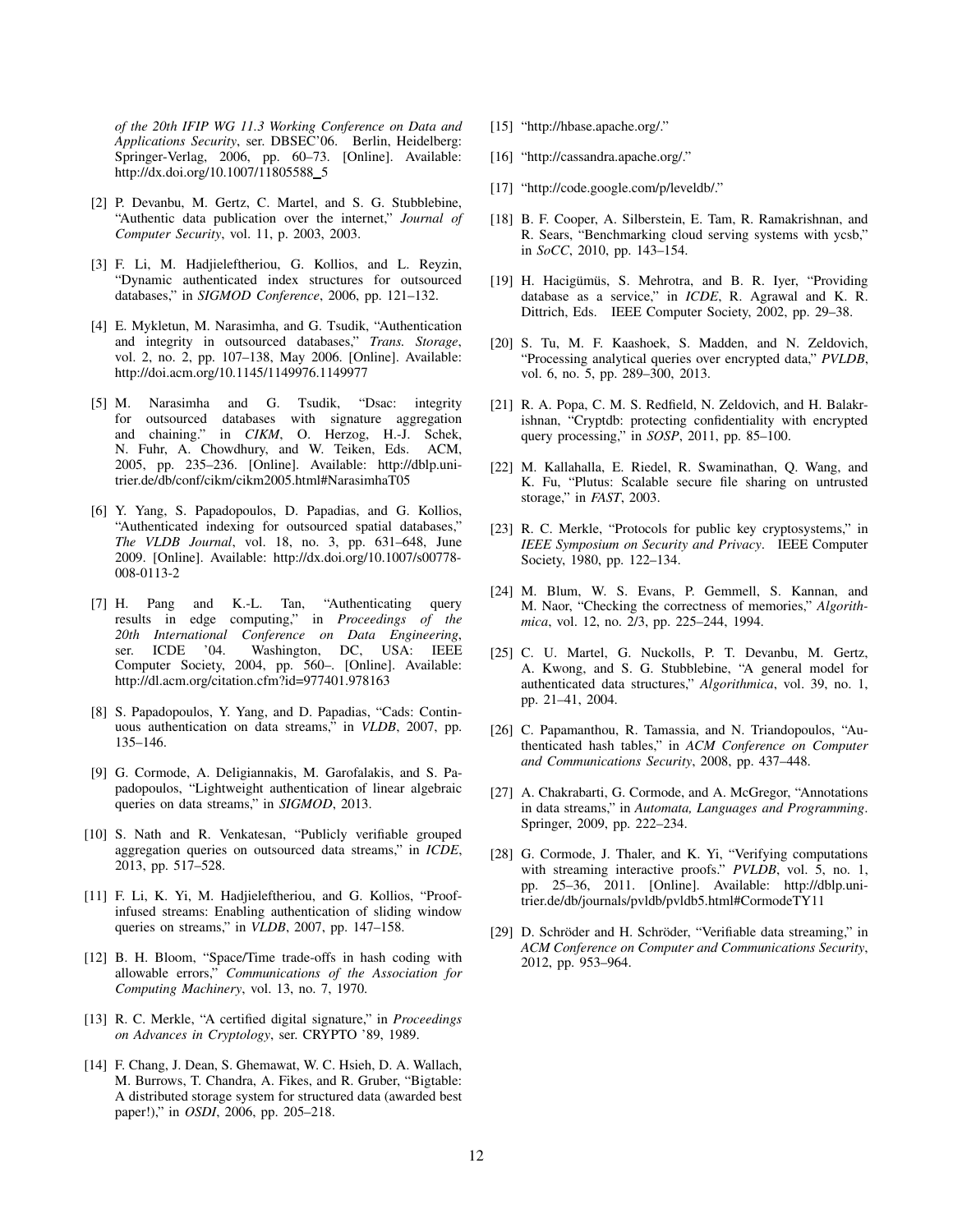*of the 20th IFIP WG 11.3 Working Conference on Data and Applications Security*, ser. DBSEC'06. Berlin, Heidelberg: Springer-Verlag, 2006, pp. 60–73. [Online]. Available: http://dx.doi.org/10.1007/11805588_5

[2] P. Devanbu, M. Gertz, C. Martel, and S. G. Stubblebine, "Authentic data publication over the internet," *Journal of Computer Security*, vol. 11, p. 2003, 2003.

[3] F. Li, M. Hadjieleftheriou, G. Kollios, and L. Reyzin, "Dynamic authenticated index structures for outsourced databases," in *SIGMOD Conference*, 2006, pp. 121–132.

[4] E. Mykletun, M. Narasimha, and G. Tsudik, "Authentication and integrity in outsourced databases," *Trans. Storage*, vol. 2, no. 2, pp. 107–138, May 2006. [Online]. Available: http://doi.acm.org/10.1145/1149976.1149977

[5] M. Narasimha and G. Tsudik, "Dsac: integrity for outsourced databases with signature aggregation and chaining." in *CIKM*, O. Herzog, H.-J. Schek, N. Fuhr, A. Chowdhury, and W. Teiken, Eds. ACM, 2005, pp. 235–236. [Online]. Available: http://dblp.uni-trier.de/db/conf/cikm/cikm2005.html#NarasimhaT05

[6] Y. Yang, S. Papadopoulos, D. Papadias, and G. Kollios, "Authenticated indexing for outsourced spatial databases," *The VLDB Journal*, vol. 18, no. 3, pp. 631–648, June 2009. [Online]. Available: http://dx.doi.org/10.1007/s00778-008-0113-2

[7] H. Pang and K.-L. Tan, "Authenticating query results in edge computing," in *Proceedings of the 20th International Conference on Data Engineering*, ser. ICDE '04. Washington, DC, USA: IEEE Computer Society, 2004, pp. 560–. [Online]. Available: http://dl.acm.org/citation.cfm?id=977401.978163

[8] S. Papadopoulos, Y. Yang, and D. Papadias, "Cads: Continuous authentication on data streams," in *VLDB*, 2007, pp. 135–146.

[9] G. Cormode, A. Deligiannakis, M. Garofalakis, and S. Papadopoulos, "Lightweight authentication of linear algebraic queries on data streams," in *SIGMOD*, 2013.

[10] S. Nath and R. Venkatesan, "Publicly verifiable grouped aggregation queries on outsourced data streams," in *ICDE*, 2013, pp. 517–528.

[11] F. Li, K. Yi, M. Hadjieleftheriou, and G. Kollios, "Proof-infused streams: Enabling authentication of sliding window queries on streams," in *VLDB*, 2007, pp. 147–158.

[12] B. H. Bloom, "Space/Time trade-offs in hash coding with allowable errors," *Communications of the Association for Computing Machinery*, vol. 13, no. 7, 1970.

[13] R. C. Merkle, "A certified digital signature," in *Proceedings on Advances in Cryptology*, ser. CRYPTO '89, 1989.

[14] F. Chang, J. Dean, S. Ghemawat, W. C. Hsieh, D. A. Wallach, M. Burrows, T. Chandra, A. Fikes, and R. Gruber, "Bigtable: A distributed storage system for structured data (awarded best paper!)," in *OSDI*, 2006, pp. 205–218.

[15] "http://hbase.apache.org/."

[16] "http://cassandra.apache.org/."

[17] "http://code.google.com/p/leveldb/."

[18] B. F. Cooper, A. Silberstein, E. Tam, R. Ramakrishnan, and R. Sears, "Benchmarking cloud serving systems with ycsb," in *SoCC*, 2010, pp. 143–154.

[19] H. Hacigümüs, S. Mehrotra, and B. R. Iyer, "Providing database as a service," in *ICDE*, R. Agrawal and K. R. Dittrich, Eds. IEEE Computer Society, 2002, pp. 29–38.

[20] S. Tu, M. F. Kaashoek, S. Madden, and N. Zeldovich, "Processing analytical queries over encrypted data," *PVLDB*, vol. 6, no. 5, pp. 289–300, 2013.

[21] R. A. Popa, C. M. S. Redfield, N. Zeldovich, and H. Balakrishnan, "Cryptdb: protecting confidentiality with encrypted query processing," in *SOSP*, 2011, pp. 85–100.

[22] M. Kallahalla, E. Riedel, R. Swaminathan, Q. Wang, and K. Fu, "Plutus: Scalable secure file sharing on untrusted storage," in *FAST*, 2003.

[23] R. C. Merkle, "Protocols for public key cryptosystems," in *IEEE Symposium on Security and Privacy*. IEEE Computer Society, 1980, pp. 122–134.

[24] M. Blum, W. S. Evans, P. Gemmell, S. Kannan, and M. Naor, "Checking the correctness of memories," *Algorithmica*, vol. 12, no. 2/3, pp. 225–244, 1994.

[25] C. U. Martel, G. Nuckolls, P. T. Devanbu, M. Gertz, A. Kwong, and S. G. Stubblebine, "A general model for authenticated data structures," *Algorithmica*, vol. 39, no. 1, pp. 21–41, 2004.

[26] C. Papamanthou, R. Tamassia, and N. Triandopoulos, "Authenticated hash tables," in *ACM Conference on Computer and Communications Security*, 2008, pp. 437–448.

[27] A. Chakrabarti, G. Cormode, and A. McGregor, "Annotations in data streams," in *Automata, Languages and Programming*. Springer, 2009, pp. 222–234.

[28] G. Cormode, J. Thaler, and K. Yi, "Verifying computations with streaming interactive proofs." *PVLDB*, vol. 5, no. 1, pp. 25–36, 2011. [Online]. Available: http://dblp.uni-trier.de/db/journals/pvldb/pvldb5.html#CormodeTY11

[29] D. Schröder and H. Schröder, "Verifiable data streaming," in *ACM Conference on Computer and Communications Security*, 2012, pp. 953–964.